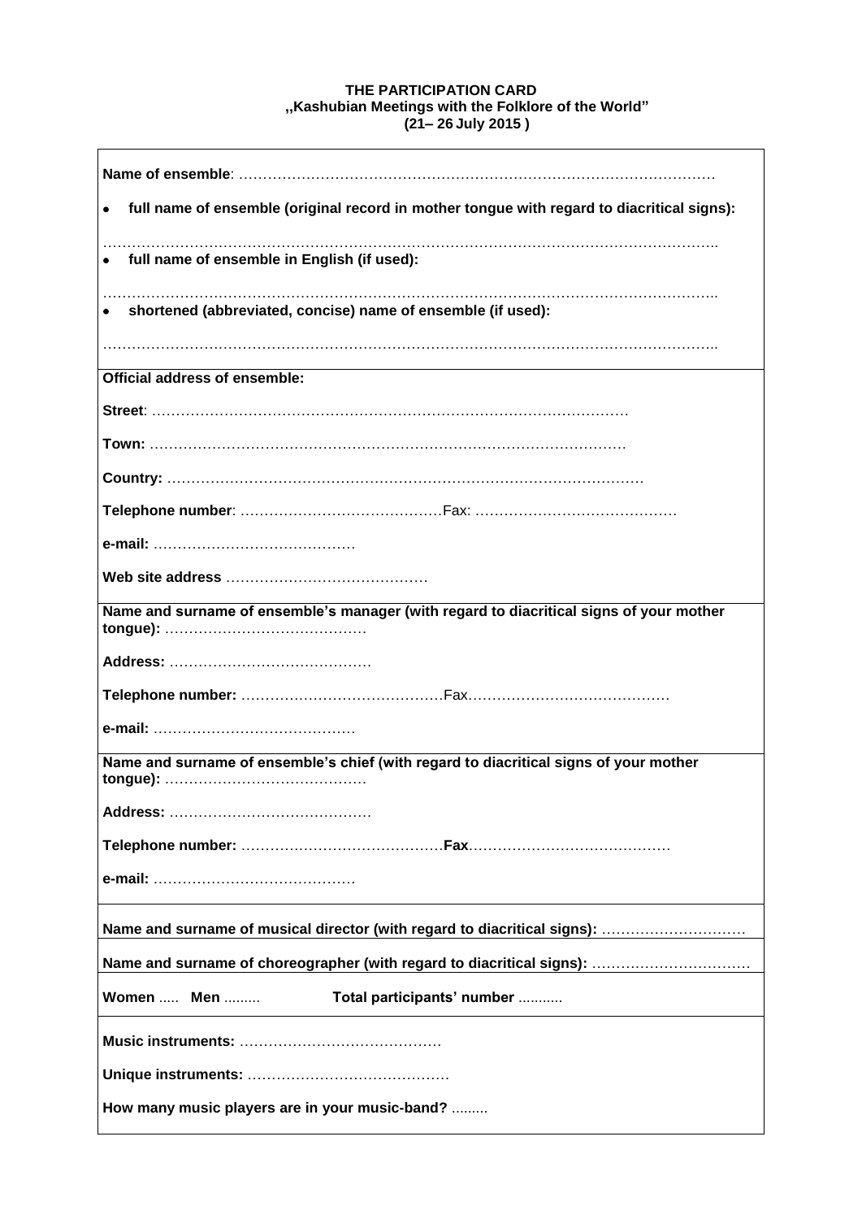**THE PARTICIPATION CARD**
**„Kashubian Meetings with the Folklore of the World"**
**(21– 26 July 2015 )**

**Name of ensemble**: ……………………………………………………………………………………

- **full name of ensemble (original record in mother tongue with regard to diacritical signs):**

………………………………………………………………………………………………………………..

- **full name of ensemble in English (if used):**

………………………………………………………………………………………………………………..

- **shortened (abbreviated, concise) name of ensemble (if used):**

………………………………………………………………………………………………………………..

**Official address of ensemble:**

**Street**: ………………………………………………………………………………………

**Town:** ………………………………………………………………………………………

**Country:** ………………………………………………………………………………………

**Telephone number**: ……………………………………Fax: ……………………………………

**e-mail:** ……………………………………

**Web site address** ……………………………………

**Name and surname of ensemble's manager (with regard to diacritical signs of your mother tongue):** ……………………………………

**Address:** ……………………………………

**Telephone number:** ……………………………………Fax……………………………………

**e-mail:** ……………………………………

**Name and surname of ensemble's chief (with regard to diacritical signs of your mother tongue):** ……………………………………

**Address:** ……………………………………

**Telephone number:** ……………………………………**Fax**……………………………………

**e-mail:** ……………………………………

**Name and surname of musical director (with regard to diacritical signs):** …………………………

**Name and surname of choreographer (with regard to diacritical signs):** ……………………………

**Women** ..... **Men** ......... **Total participants' number** ...........

**Music instruments:** ……………………………………

**Unique instruments:** ……………………………………

**How many music players are in your music-band?** .........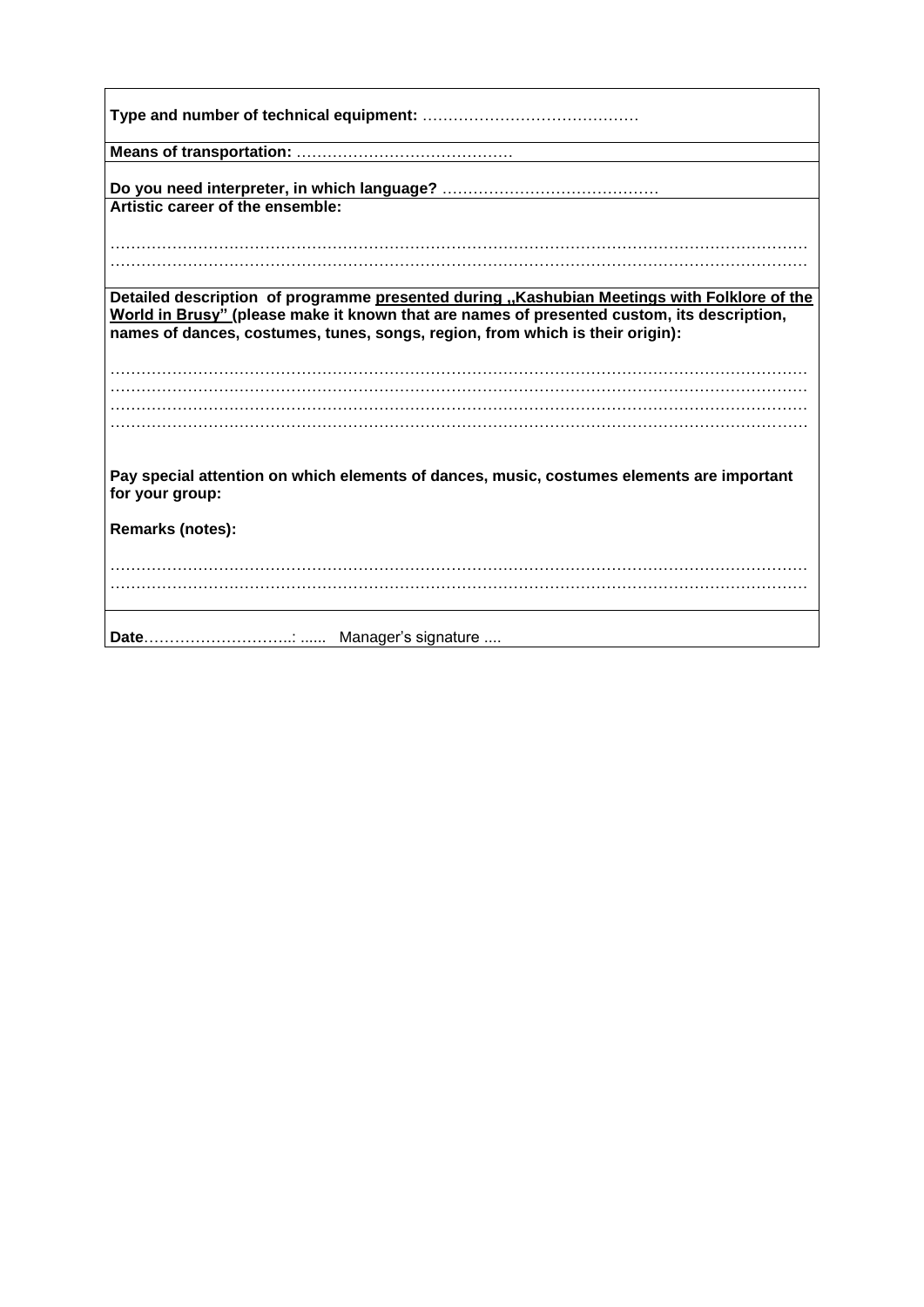**Type and number of technical equipment:** ……………………………………

**Means of transportation:** ……………………………………

**Do you need interpreter, in which language?** ……………………………………

**Artistic career of the ensemble:**

………………………………………………………………………………………………………………………
………………………………………………………………………………………………………………………

**Detailed description of programme <u>presented during „Kashubian Meetings with Folklore of the World in Brusy"</u> (please make it known that are names of presented custom, its description, names of dances, costumes, tunes, songs, region, from which is their origin):**

………………………………………………………………………………………………………………………
………………………………………………………………………………………………………………………
………………………………………………………………………………………………………………………
………………………………………………………………………………………………………………………

**Pay special attention on which elements of dances, music, costumes elements are important for your group:**

**Remarks (notes):**

………………………………………………………………………………………………………………………
………………………………………………………………………………………………………………………

**Date**………………………..: ...... Manager's signature ....